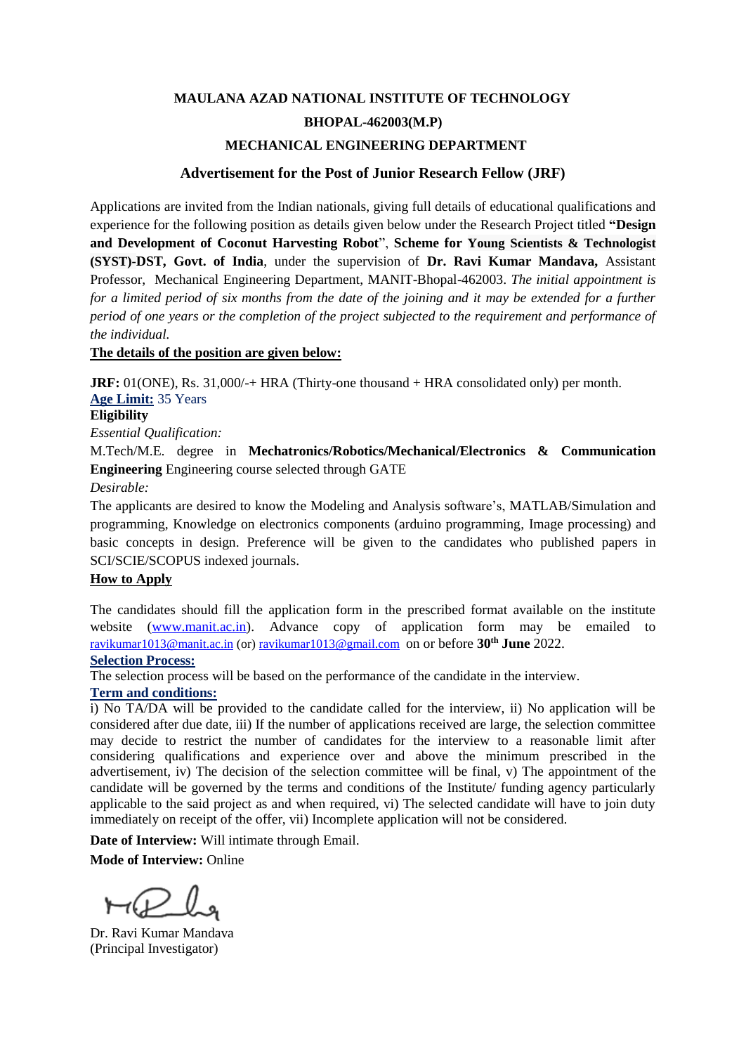# MAULANA AZAD NATIONAL INSTITUTE OF TECHNOLOGY

## BHOPAL-462003(M.P)

## MECHANICAL ENGINEERING DEPARTMENT

## Advertisement for the Post of Junior Research Fellow (JRF)

Applications are invited from the Indian nationals, giving full details of educational qualifications and experience for the following position as details given below under the Research Project titled **"Design and Development of Coconut Harvesting Robot**", **Scheme for Young Scientists & Technologist (SYST)-DST, Govt. of India**, under the supervision of **Dr. Ravi Kumar Mandava,** Assistant Professor, Mechanical Engineering Department, MANIT-Bhopal-462003. *The initial appointment is for a limited period of six months from the date of the joining and it may be extended for a further period of one years or the completion of the project subjected to the requirement and performance of the individual.*

**The details of the position are given below:**

**JRF:** 01(ONE), Rs. 31,000/-+ HRA (Thirty-one thousand + HRA consolidated only) per month.

**Age Limit:** 35 Years

**Eligibility**

*Essential Qualification:*

M.Tech/M.E. degree in **Mechatronics/Robotics/Mechanical/Electronics & Communication Engineering** Engineering course selected through GATE

*Desirable:*

The applicants are desired to know the Modeling and Analysis software's, MATLAB/Simulation and programming, Knowledge on electronics components (arduino programming, Image processing) and basic concepts in design. Preference will be given to the candidates who published papers in SCI/SCIE/SCOPUS indexed journals.

**How to Apply**

The candidates should fill the application form in the prescribed format available on the institute website (www.manit.ac.in). Advance copy of application form may be emailed to ravikumar1013@manit.ac.in (or) ravikumar1013@gmail.com on or before **30th June** 2022.

**Selection Process:**

The selection process will be based on the performance of the candidate in the interview.

**Term and conditions:**

i) No TA/DA will be provided to the candidate called for the interview, ii) No application will be considered after due date, iii) If the number of applications received are large, the selection committee may decide to restrict the number of candidates for the interview to a reasonable limit after considering qualifications and experience over and above the minimum prescribed in the advertisement, iv) The decision of the selection committee will be final, v) The appointment of the candidate will be governed by the terms and conditions of the Institute/ funding agency particularly applicable to the said project as and when required, vi) The selected candidate will have to join duty immediately on receipt of the offer, vii) Incomplete application will not be considered.

**Date of Interview:** Will intimate through Email.

**Mode of Interview:** Online

Dr. Ravi Kumar Mandava
(Principal Investigator)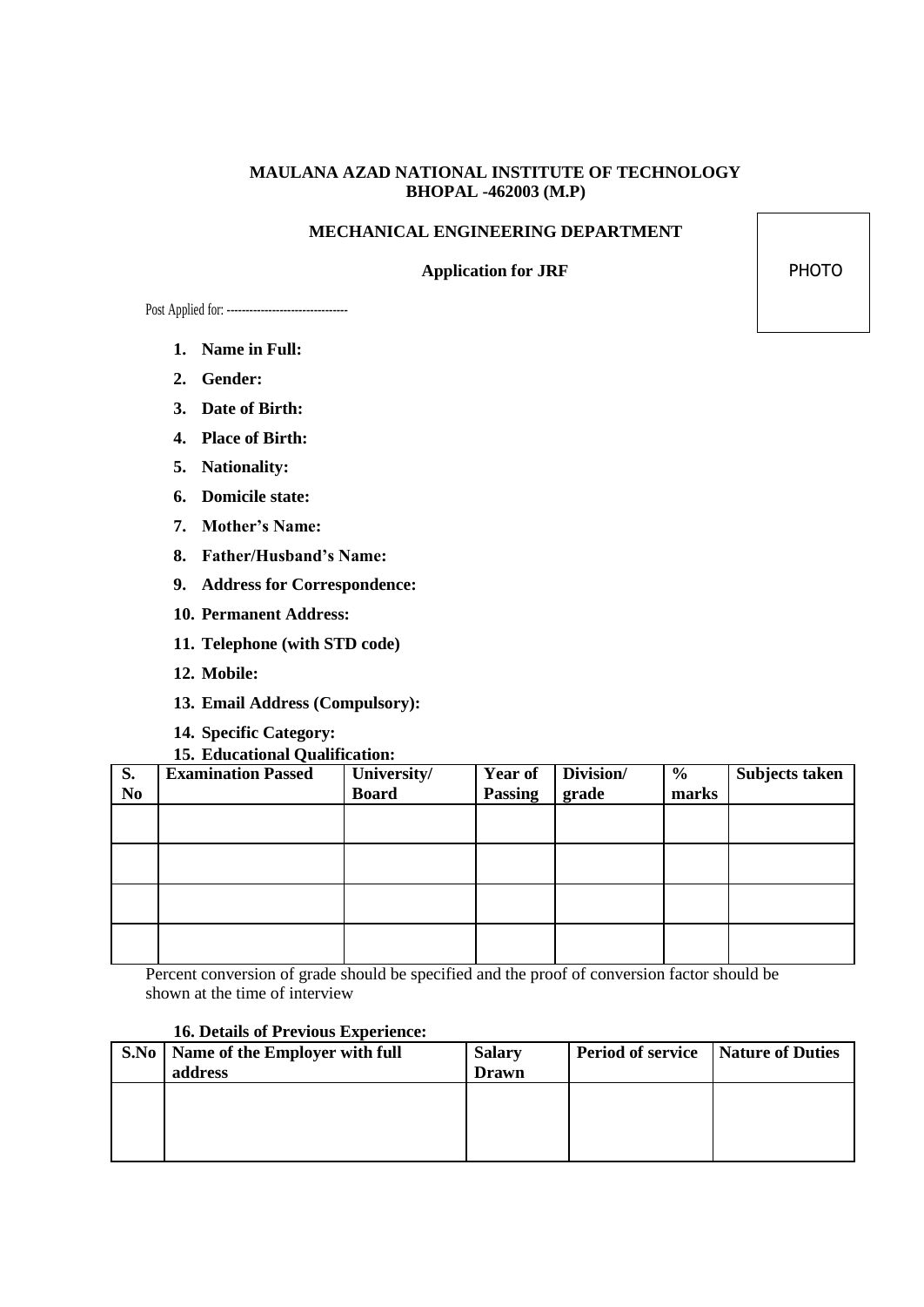**MAULANA AZAD NATIONAL INSTITUTE OF TECHNOLOGY**
**BHOPAL -462003 (M.P)**

**MECHANICAL ENGINEERING DEPARTMENT**

**Application for JRF**

PHOTO

Post Applied for: --------------------------------

1. **Name in Full:**
2. **Gender:**
3. **Date of Birth:**
4. **Place of Birth:**
5. **Nationality:**
6. **Domicile state:**
7. **Mother's Name:**
8. **Father/Husband's Name:**
9. **Address for Correspondence:**
10. **Permanent Address:**
11. **Telephone (with STD code)**
12. **Mobile:**
13. **Email Address (Compulsory):**
14. **Specific Category:**
15. **Educational Qualification:**

| S. No | Examination Passed | University/ Board | Year of Passing | Division/ grade | % marks | Subjects taken |
|---|---|---|---|---|---|---|
| | | | | | | |
| | | | | | | |
| | | | | | | |
| | | | | | | |

Percent conversion of grade should be specified and the proof of conversion factor should be shown at the time of interview

**16. Details of Previous Experience:**

| S.No | Name of the Employer with full address | Salary Drawn | Period of service | Nature of Duties |
|---|---|---|---|---|
| | | | | |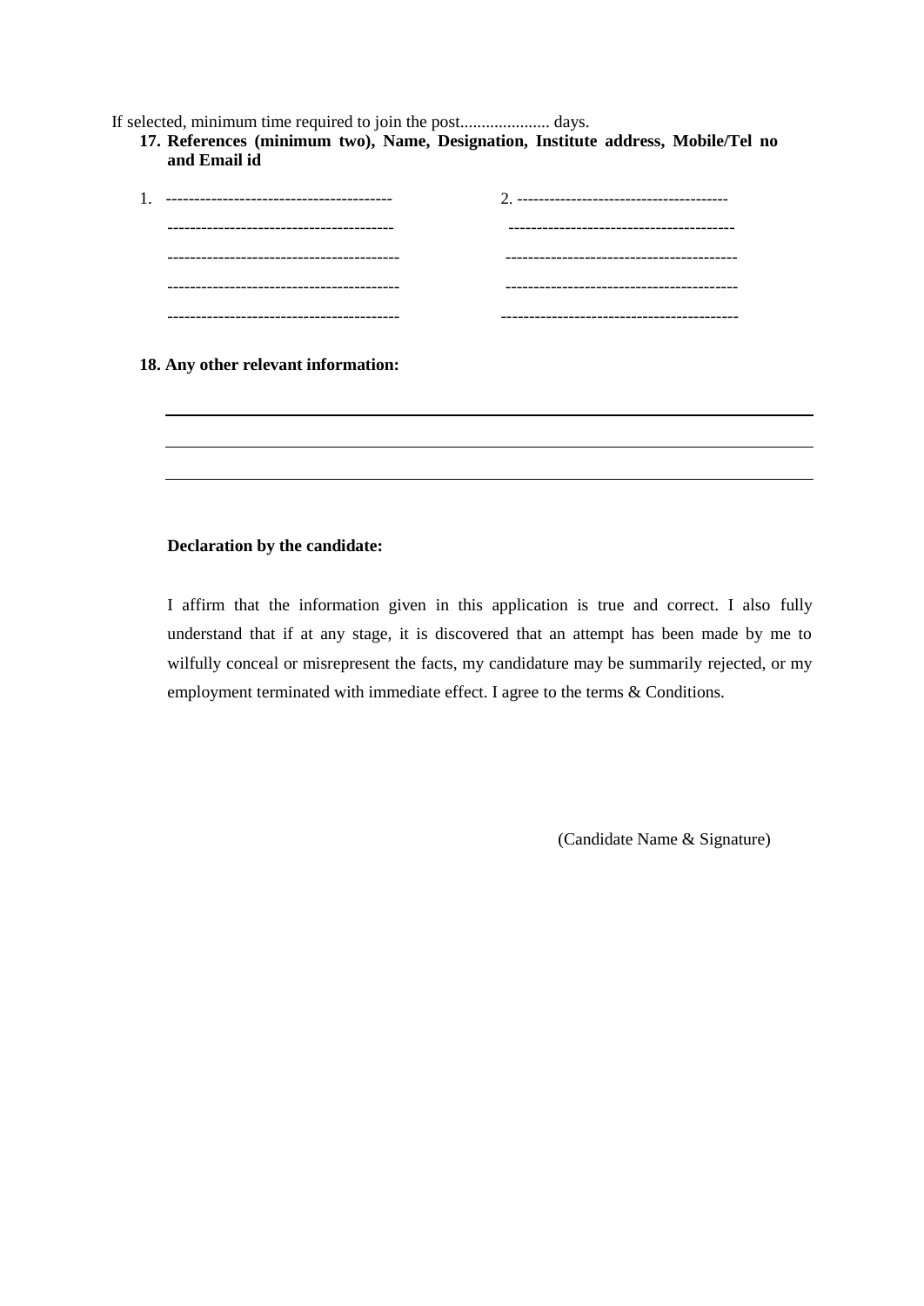If selected, minimum time required to join the post..................... days.

**17. References (minimum two), Name, Designation, Institute address, Mobile/Tel no and Email id**

| | |
|---|---|
| 1. ---------------------------------------- | 2. -------------------------------------- |
| ---------------------------------------- | ---------------------------------------- |
| ----------------------------------------- | ----------------------------------------- |
| ----------------------------------------- | ----------------------------------------- |
| ----------------------------------------- | ------------------------------------------ |

**18. Any other relevant information:**

---

---

---

**Declaration by the candidate:**

I affirm that the information given in this application is true and correct. I also fully understand that if at any stage, it is discovered that an attempt has been made by me to wilfully conceal or misrepresent the facts, my candidature may be summarily rejected, or my employment terminated with immediate effect. I agree to the terms & Conditions.

(Candidate Name & Signature)